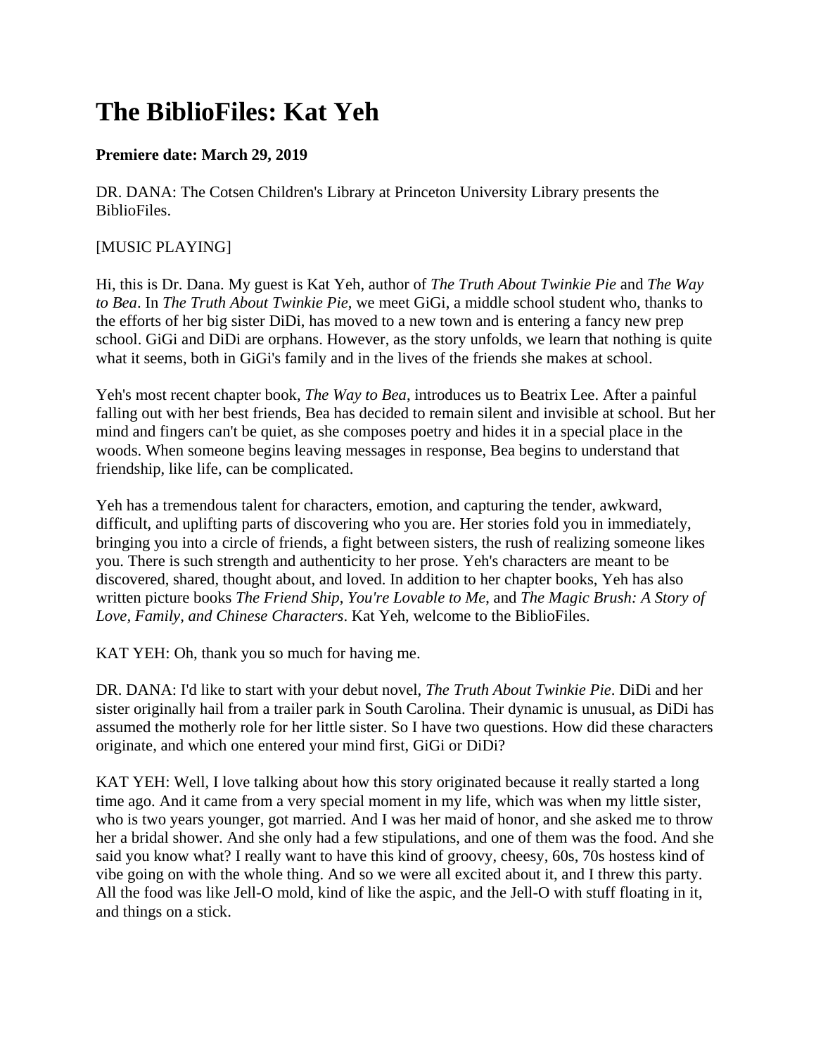# The BiblioFiles: Kat Yeh

**Premiere date: March 29, 2019**

DR. DANA: The Cotsen Children's Library at Princeton University Library presents the BiblioFiles.

[MUSIC PLAYING]

Hi, this is Dr. Dana. My guest is Kat Yeh, author of *The Truth About Twinkie Pie* and *The Way to Bea*. In *The Truth About Twinkie Pie*, we meet GiGi, a middle school student who, thanks to the efforts of her big sister DiDi, has moved to a new town and is entering a fancy new prep school. GiGi and DiDi are orphans. However, as the story unfolds, we learn that nothing is quite what it seems, both in GiGi's family and in the lives of the friends she makes at school.

Yeh's most recent chapter book, *The Way to Bea*, introduces us to Beatrix Lee. After a painful falling out with her best friends, Bea has decided to remain silent and invisible at school. But her mind and fingers can't be quiet, as she composes poetry and hides it in a special place in the woods. When someone begins leaving messages in response, Bea begins to understand that friendship, like life, can be complicated.

Yeh has a tremendous talent for characters, emotion, and capturing the tender, awkward, difficult, and uplifting parts of discovering who you are. Her stories fold you in immediately, bringing you into a circle of friends, a fight between sisters, the rush of realizing someone likes you. There is such strength and authenticity to her prose. Yeh's characters are meant to be discovered, shared, thought about, and loved. In addition to her chapter books, Yeh has also written picture books *The Friend Ship*, *You're Lovable to Me*, and *The Magic Brush: A Story of Love, Family, and Chinese Characters*. Kat Yeh, welcome to the BiblioFiles.

KAT YEH: Oh, thank you so much for having me.

DR. DANA: I'd like to start with your debut novel, *The Truth About Twinkie Pie*. DiDi and her sister originally hail from a trailer park in South Carolina. Their dynamic is unusual, as DiDi has assumed the motherly role for her little sister. So I have two questions. How did these characters originate, and which one entered your mind first, GiGi or DiDi?

KAT YEH: Well, I love talking about how this story originated because it really started a long time ago. And it came from a very special moment in my life, which was when my little sister, who is two years younger, got married. And I was her maid of honor, and she asked me to throw her a bridal shower. And she only had a few stipulations, and one of them was the food. And she said you know what? I really want to have this kind of groovy, cheesy, 60s, 70s hostess kind of vibe going on with the whole thing. And so we were all excited about it, and I threw this party. All the food was like Jell-O mold, kind of like the aspic, and the Jell-O with stuff floating in it, and things on a stick.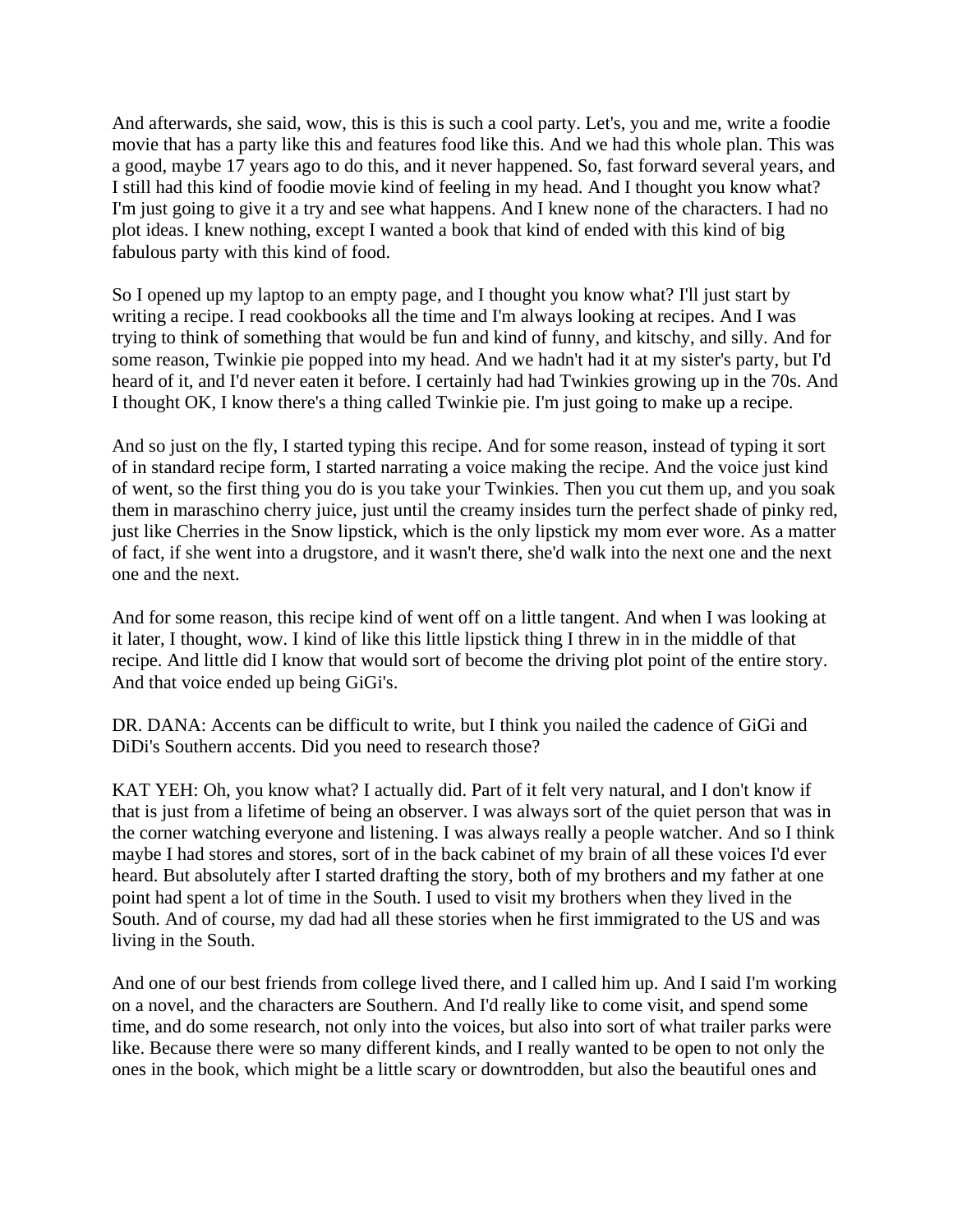And afterwards, she said, wow, this is this is such a cool party. Let's, you and me, write a foodie movie that has a party like this and features food like this. And we had this whole plan. This was a good, maybe 17 years ago to do this, and it never happened. So, fast forward several years, and I still had this kind of foodie movie kind of feeling in my head. And I thought you know what? I'm just going to give it a try and see what happens. And I knew none of the characters. I had no plot ideas. I knew nothing, except I wanted a book that kind of ended with this kind of big fabulous party with this kind of food.

So I opened up my laptop to an empty page, and I thought you know what? I'll just start by writing a recipe. I read cookbooks all the time and I'm always looking at recipes. And I was trying to think of something that would be fun and kind of funny, and kitschy, and silly. And for some reason, Twinkie pie popped into my head. And we hadn't had it at my sister's party, but I'd heard of it, and I'd never eaten it before. I certainly had had Twinkies growing up in the 70s. And I thought OK, I know there's a thing called Twinkie pie. I'm just going to make up a recipe.

And so just on the fly, I started typing this recipe. And for some reason, instead of typing it sort of in standard recipe form, I started narrating a voice making the recipe. And the voice just kind of went, so the first thing you do is you take your Twinkies. Then you cut them up, and you soak them in maraschino cherry juice, just until the creamy insides turn the perfect shade of pinky red, just like Cherries in the Snow lipstick, which is the only lipstick my mom ever wore. As a matter of fact, if she went into a drugstore, and it wasn't there, she'd walk into the next one and the next one and the next.

And for some reason, this recipe kind of went off on a little tangent. And when I was looking at it later, I thought, wow. I kind of like this little lipstick thing I threw in in the middle of that recipe. And little did I know that would sort of become the driving plot point of the entire story. And that voice ended up being GiGi's.

DR. DANA: Accents can be difficult to write, but I think you nailed the cadence of GiGi and DiDi's Southern accents. Did you need to research those?

KAT YEH: Oh, you know what? I actually did. Part of it felt very natural, and I don't know if that is just from a lifetime of being an observer. I was always sort of the quiet person that was in the corner watching everyone and listening. I was always really a people watcher. And so I think maybe I had stores and stores, sort of in the back cabinet of my brain of all these voices I'd ever heard. But absolutely after I started drafting the story, both of my brothers and my father at one point had spent a lot of time in the South. I used to visit my brothers when they lived in the South. And of course, my dad had all these stories when he first immigrated to the US and was living in the South.

And one of our best friends from college lived there, and I called him up. And I said I'm working on a novel, and the characters are Southern. And I'd really like to come visit, and spend some time, and do some research, not only into the voices, but also into sort of what trailer parks were like. Because there were so many different kinds, and I really wanted to be open to not only the ones in the book, which might be a little scary or downtrodden, but also the beautiful ones and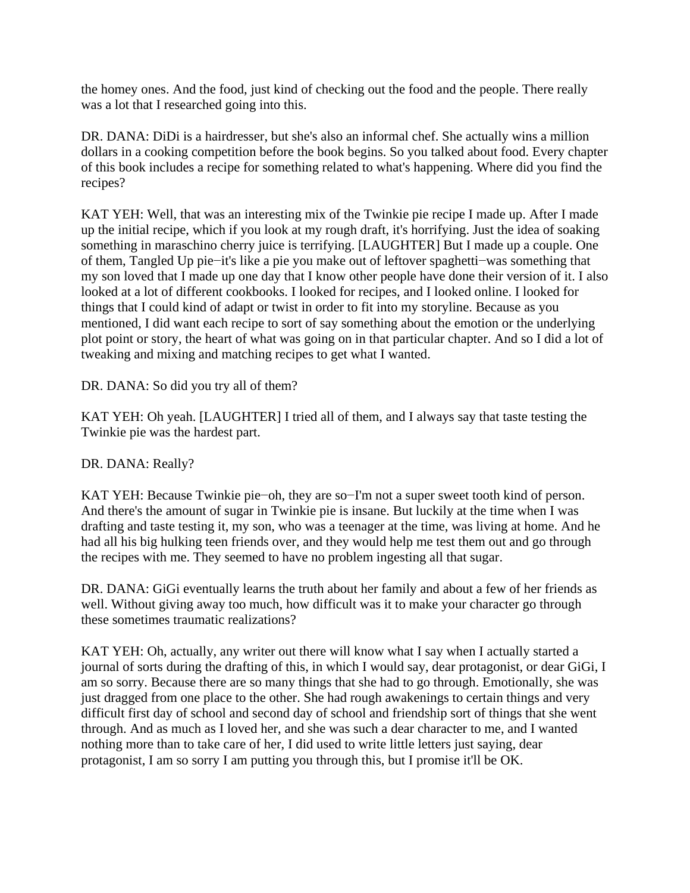the homey ones. And the food, just kind of checking out the food and the people. There really was a lot that I researched going into this.

DR. DANA: DiDi is a hairdresser, but she's also an informal chef. She actually wins a million dollars in a cooking competition before the book begins. So you talked about food. Every chapter of this book includes a recipe for something related to what's happening. Where did you find the recipes?

KAT YEH: Well, that was an interesting mix of the Twinkie pie recipe I made up. After I made up the initial recipe, which if you look at my rough draft, it's horrifying. Just the idea of soaking something in maraschino cherry juice is terrifying. [LAUGHTER] But I made up a couple. One of them, Tangled Up pie—it's like a pie you make out of leftover spaghetti—was something that my son loved that I made up one day that I know other people have done their version of it. I also looked at a lot of different cookbooks. I looked for recipes, and I looked online. I looked for things that I could kind of adapt or twist in order to fit into my storyline. Because as you mentioned, I did want each recipe to sort of say something about the emotion or the underlying plot point or story, the heart of what was going on in that particular chapter. And so I did a lot of tweaking and mixing and matching recipes to get what I wanted.

DR. DANA: So did you try all of them?

KAT YEH: Oh yeah. [LAUGHTER] I tried all of them, and I always say that taste testing the Twinkie pie was the hardest part.

DR. DANA: Really?

KAT YEH: Because Twinkie pie—oh, they are so—I'm not a super sweet tooth kind of person. And there's the amount of sugar in Twinkie pie is insane. But luckily at the time when I was drafting and taste testing it, my son, who was a teenager at the time, was living at home. And he had all his big hulking teen friends over, and they would help me test them out and go through the recipes with me. They seemed to have no problem ingesting all that sugar.

DR. DANA: GiGi eventually learns the truth about her family and about a few of her friends as well. Without giving away too much, how difficult was it to make your character go through these sometimes traumatic realizations?

KAT YEH: Oh, actually, any writer out there will know what I say when I actually started a journal of sorts during the drafting of this, in which I would say, dear protagonist, or dear GiGi, I am so sorry. Because there are so many things that she had to go through. Emotionally, she was just dragged from one place to the other. She had rough awakenings to certain things and very difficult first day of school and second day of school and friendship sort of things that she went through. And as much as I loved her, and she was such a dear character to me, and I wanted nothing more than to take care of her, I did used to write little letters just saying, dear protagonist, I am so sorry I am putting you through this, but I promise it'll be OK.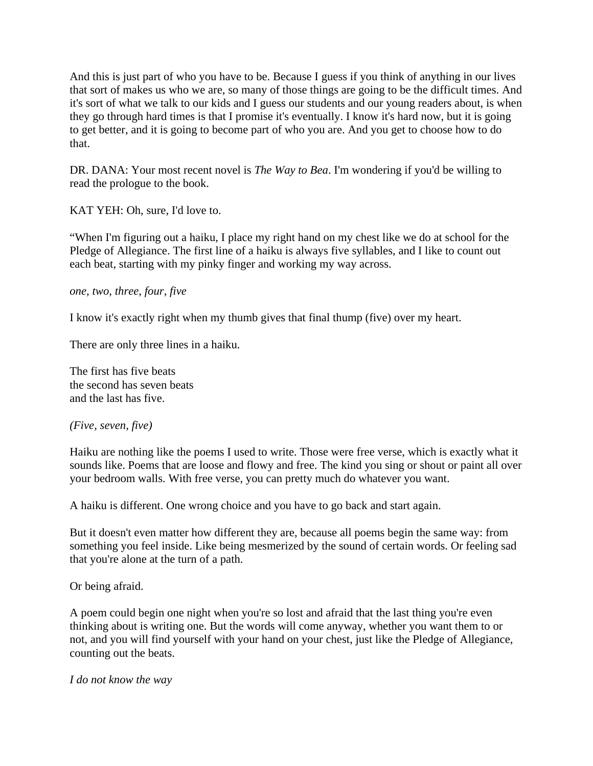And this is just part of who you have to be. Because I guess if you think of anything in our lives that sort of makes us who we are, so many of those things are going to be the difficult times. And it's sort of what we talk to our kids and I guess our students and our young readers about, is when they go through hard times is that I promise it's eventually. I know it's hard now, but it is going to get better, and it is going to become part of who you are. And you get to choose how to do that.

DR. DANA: Your most recent novel is *The Way to Bea*. I'm wondering if you'd be willing to read the prologue to the book.

KAT YEH: Oh, sure, I'd love to.

"When I'm figuring out a haiku, I place my right hand on my chest like we do at school for the Pledge of Allegiance. The first line of a haiku is always five syllables, and I like to count out each beat, starting with my pinky finger and working my way across.

*one, two, three, four, five*

I know it's exactly right when my thumb gives that final thump (five) over my heart.

There are only three lines in a haiku.

The first has five beats  
the second has seven beats  
and the last has five.

*(Five, seven, five)*

Haiku are nothing like the poems I used to write. Those were free verse, which is exactly what it sounds like. Poems that are loose and flowy and free. The kind you sing or shout or paint all over your bedroom walls. With free verse, you can pretty much do whatever you want.

A haiku is different. One wrong choice and you have to go back and start again.

But it doesn't even matter how different they are, because all poems begin the same way: from something you feel inside. Like being mesmerized by the sound of certain words. Or feeling sad that you're alone at the turn of a path.

Or being afraid.

A poem could begin one night when you're so lost and afraid that the last thing you're even thinking about is writing one. But the words will come anyway, whether you want them to or not, and you will find yourself with your hand on your chest, just like the Pledge of Allegiance, counting out the beats.

*I do not know the way*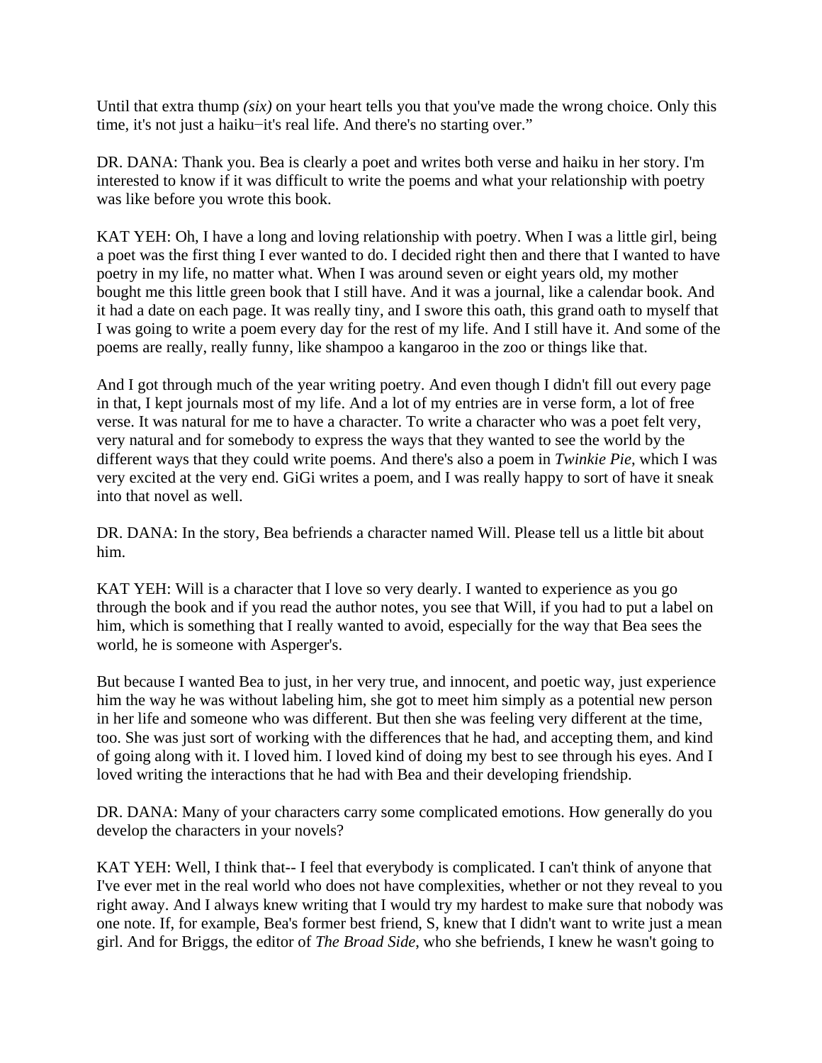Until that extra thump *(six)* on your heart tells you that you've made the wrong choice. Only this time, it's not just a haiku−it's real life. And there's no starting over."

DR. DANA: Thank you. Bea is clearly a poet and writes both verse and haiku in her story. I'm interested to know if it was difficult to write the poems and what your relationship with poetry was like before you wrote this book.

KAT YEH: Oh, I have a long and loving relationship with poetry. When I was a little girl, being a poet was the first thing I ever wanted to do. I decided right then and there that I wanted to have poetry in my life, no matter what. When I was around seven or eight years old, my mother bought me this little green book that I still have. And it was a journal, like a calendar book. And it had a date on each page. It was really tiny, and I swore this oath, this grand oath to myself that I was going to write a poem every day for the rest of my life. And I still have it. And some of the poems are really, really funny, like shampoo a kangaroo in the zoo or things like that.

And I got through much of the year writing poetry. And even though I didn't fill out every page in that, I kept journals most of my life. And a lot of my entries are in verse form, a lot of free verse. It was natural for me to have a character. To write a character who was a poet felt very, very natural and for somebody to express the ways that they wanted to see the world by the different ways that they could write poems. And there's also a poem in *Twinkie Pie*, which I was very excited at the very end. GiGi writes a poem, and I was really happy to sort of have it sneak into that novel as well.

DR. DANA: In the story, Bea befriends a character named Will. Please tell us a little bit about him.

KAT YEH: Will is a character that I love so very dearly. I wanted to experience as you go through the book and if you read the author notes, you see that Will, if you had to put a label on him, which is something that I really wanted to avoid, especially for the way that Bea sees the world, he is someone with Asperger's.

But because I wanted Bea to just, in her very true, and innocent, and poetic way, just experience him the way he was without labeling him, she got to meet him simply as a potential new person in her life and someone who was different. But then she was feeling very different at the time, too. She was just sort of working with the differences that he had, and accepting them, and kind of going along with it. I loved him. I loved kind of doing my best to see through his eyes. And I loved writing the interactions that he had with Bea and their developing friendship.

DR. DANA: Many of your characters carry some complicated emotions. How generally do you develop the characters in your novels?

KAT YEH: Well, I think that-- I feel that everybody is complicated. I can't think of anyone that I've ever met in the real world who does not have complexities, whether or not they reveal to you right away. And I always knew writing that I would try my hardest to make sure that nobody was one note. If, for example, Bea's former best friend, S, knew that I didn't want to write just a mean girl. And for Briggs, the editor of *The Broad Side*, who she befriends, I knew he wasn't going to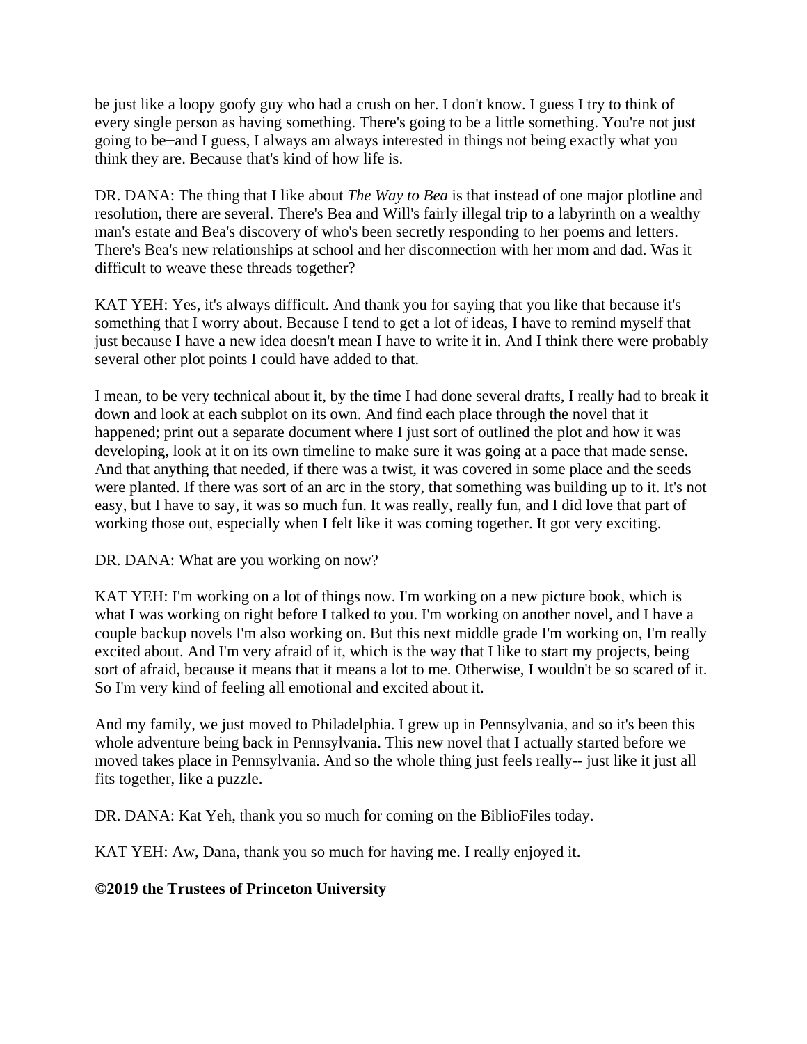be just like a loopy goofy guy who had a crush on her. I don't know. I guess I try to think of every single person as having something. There's going to be a little something. You're not just going to be‒and I guess, I always am always interested in things not being exactly what you think they are. Because that's kind of how life is.

DR. DANA: The thing that I like about *The Way to Bea* is that instead of one major plotline and resolution, there are several. There's Bea and Will's fairly illegal trip to a labyrinth on a wealthy man's estate and Bea's discovery of who's been secretly responding to her poems and letters. There's Bea's new relationships at school and her disconnection with her mom and dad. Was it difficult to weave these threads together?

KAT YEH: Yes, it's always difficult. And thank you for saying that you like that because it's something that I worry about. Because I tend to get a lot of ideas, I have to remind myself that just because I have a new idea doesn't mean I have to write it in. And I think there were probably several other plot points I could have added to that.

I mean, to be very technical about it, by the time I had done several drafts, I really had to break it down and look at each subplot on its own. And find each place through the novel that it happened; print out a separate document where I just sort of outlined the plot and how it was developing, look at it on its own timeline to make sure it was going at a pace that made sense. And that anything that needed, if there was a twist, it was covered in some place and the seeds were planted. If there was sort of an arc in the story, that something was building up to it. It's not easy, but I have to say, it was so much fun. It was really, really fun, and I did love that part of working those out, especially when I felt like it was coming together. It got very exciting.

DR. DANA: What are you working on now?

KAT YEH: I'm working on a lot of things now. I'm working on a new picture book, which is what I was working on right before I talked to you. I'm working on another novel, and I have a couple backup novels I'm also working on. But this next middle grade I'm working on, I'm really excited about. And I'm very afraid of it, which is the way that I like to start my projects, being sort of afraid, because it means that it means a lot to me. Otherwise, I wouldn't be so scared of it. So I'm very kind of feeling all emotional and excited about it.

And my family, we just moved to Philadelphia. I grew up in Pennsylvania, and so it's been this whole adventure being back in Pennsylvania. This new novel that I actually started before we moved takes place in Pennsylvania. And so the whole thing just feels really-- just like it just all fits together, like a puzzle.

DR. DANA: Kat Yeh, thank you so much for coming on the BiblioFiles today.

KAT YEH: Aw, Dana, thank you so much for having me. I really enjoyed it.

**©2019 the Trustees of Princeton University**